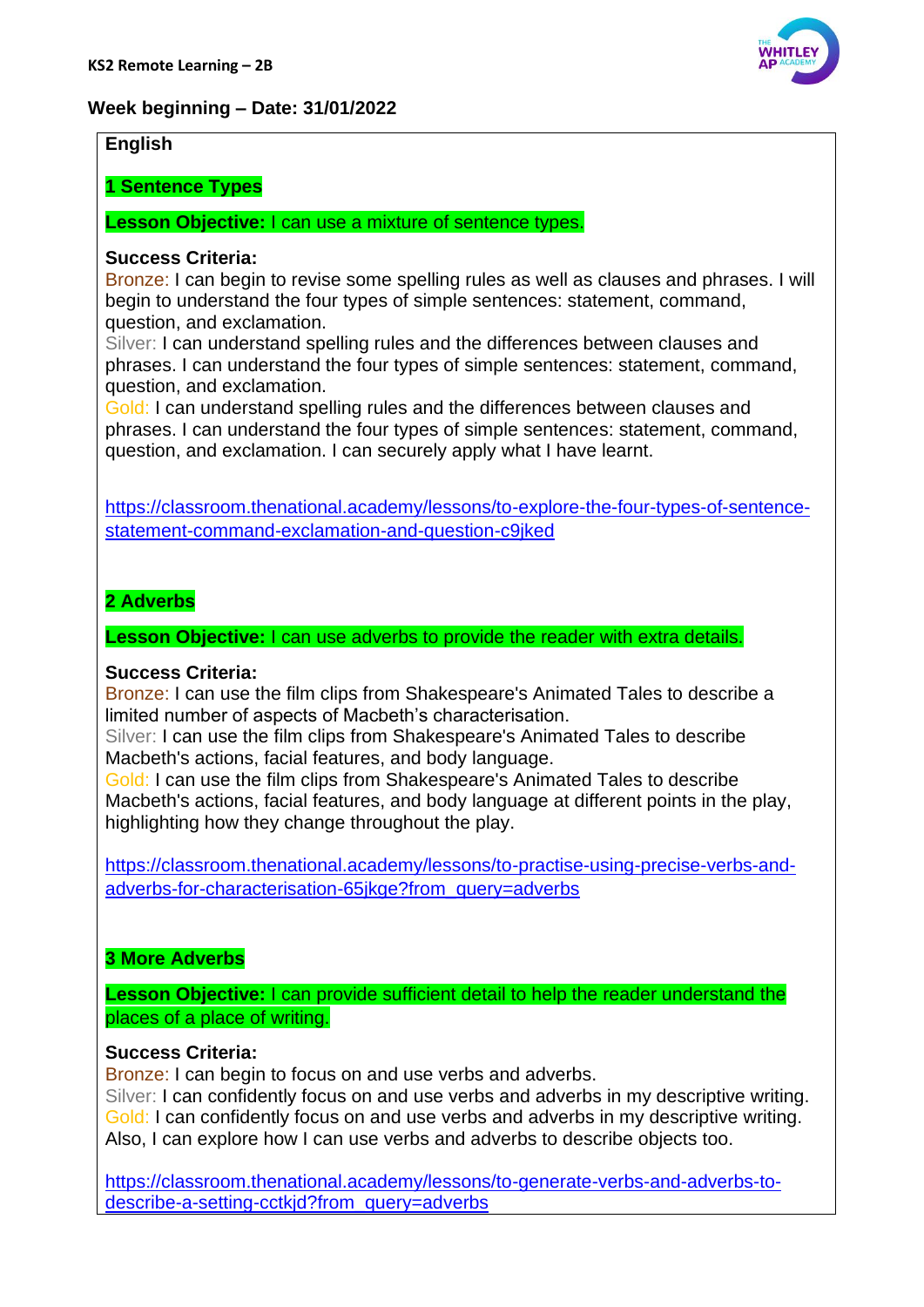**KS2 Remote Learning – 2B**

**Week beginning – Date: 31/01/2022**

## English

### 1 Sentence Types

**Lesson Objective:** I can use a mixture of sentence types.

**Success Criteria:**

Bronze: I can begin to revise some spelling rules as well as clauses and phrases. I will begin to understand the four types of simple sentences: statement, command, question, and exclamation.

Silver: I can understand spelling rules and the differences between clauses and phrases. I can understand the four types of simple sentences: statement, command, question, and exclamation.

Gold: I can understand spelling rules and the differences between clauses and phrases. I can understand the four types of simple sentences: statement, command, question, and exclamation. I can securely apply what I have learnt.

https://classroom.thenational.academy/lessons/to-explore-the-four-types-of-sentence-statement-command-exclamation-and-question-c9jked

### 2 Adverbs

**Lesson Objective:** I can use adverbs to provide the reader with extra details.

**Success Criteria:**

Bronze: I can use the film clips from Shakespeare's Animated Tales to describe a limited number of aspects of Macbeth's characterisation.

Silver: I can use the film clips from Shakespeare's Animated Tales to describe Macbeth's actions, facial features, and body language.

Gold: I can use the film clips from Shakespeare's Animated Tales to describe Macbeth's actions, facial features, and body language at different points in the play, highlighting how they change throughout the play.

https://classroom.thenational.academy/lessons/to-practise-using-precise-verbs-and-adverbs-for-characterisation-65jkge?from_query=adverbs

### 3 More Adverbs

**Lesson Objective:** I can provide sufficient detail to help the reader understand the places of a place of writing.

**Success Criteria:**

Bronze: I can begin to focus on and use verbs and adverbs.

Silver: I can confidently focus on and use verbs and adverbs in my descriptive writing.

Gold: I can confidently focus on and use verbs and adverbs in my descriptive writing. Also, I can explore how I can use verbs and adverbs to describe objects too.

https://classroom.thenational.academy/lessons/to-generate-verbs-and-adverbs-to-describe-a-setting-cctkjd?from_query=adverbs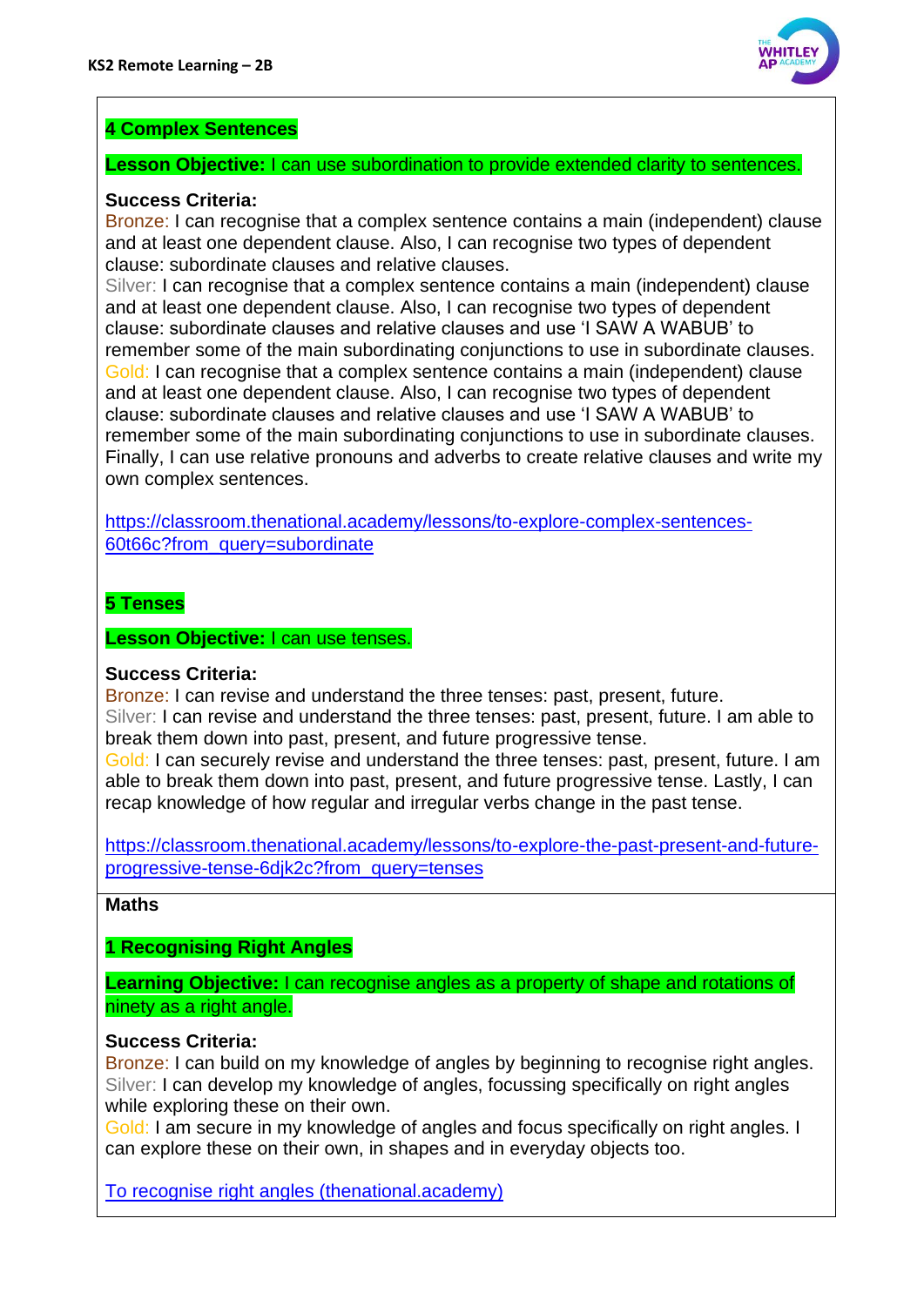### 4 Complex Sentences

**Lesson Objective:** I can use subordination to provide extended clarity to sentences.

**Success Criteria:**

Bronze: I can recognise that a complex sentence contains a main (independent) clause and at least one dependent clause. Also, I can recognise two types of dependent clause: subordinate clauses and relative clauses.

Silver: I can recognise that a complex sentence contains a main (independent) clause and at least one dependent clause. Also, I can recognise two types of dependent clause: subordinate clauses and relative clauses and use 'I SAW A WABUB' to remember some of the main subordinating conjunctions to use in subordinate clauses.

Gold: I can recognise that a complex sentence contains a main (independent) clause and at least one dependent clause. Also, I can recognise two types of dependent clause: subordinate clauses and relative clauses and use 'I SAW A WABUB' to remember some of the main subordinating conjunctions to use in subordinate clauses. Finally, I can use relative pronouns and adverbs to create relative clauses and write my own complex sentences.

[https://classroom.thenational.academy/lessons/to-explore-complex-sentences-60t66c?from_query=subordinate](https://classroom.thenational.academy/lessons/to-explore-complex-sentences-60t66c?from_query=subordinate)

### 5 Tenses

**Lesson Objective:** I can use tenses.

**Success Criteria:**

Bronze: I can revise and understand the three tenses: past, present, future.

Silver: I can revise and understand the three tenses: past, present, future. I am able to break them down into past, present, and future progressive tense.

Gold: I can securely revise and understand the three tenses: past, present, future. I am able to break them down into past, present, and future progressive tense. Lastly, I can recap knowledge of how regular and irregular verbs change in the past tense.

[https://classroom.thenational.academy/lessons/to-explore-the-past-present-and-future-progressive-tense-6djk2c?from_query=tenses](https://classroom.thenational.academy/lessons/to-explore-the-past-present-and-future-progressive-tense-6djk2c?from_query=tenses)

## Maths

### 1 Recognising Right Angles

**Learning Objective:** I can recognise angles as a property of shape and rotations of ninety as a right angle.

**Success Criteria:**

Bronze: I can build on my knowledge of angles by beginning to recognise right angles.

Silver: I can develop my knowledge of angles, focussing specifically on right angles while exploring these on their own.

Gold: I am secure in my knowledge of angles and focus specifically on right angles. I can explore these on their own, in shapes and in everyday objects too.

To recognise right angles (thenational.academy)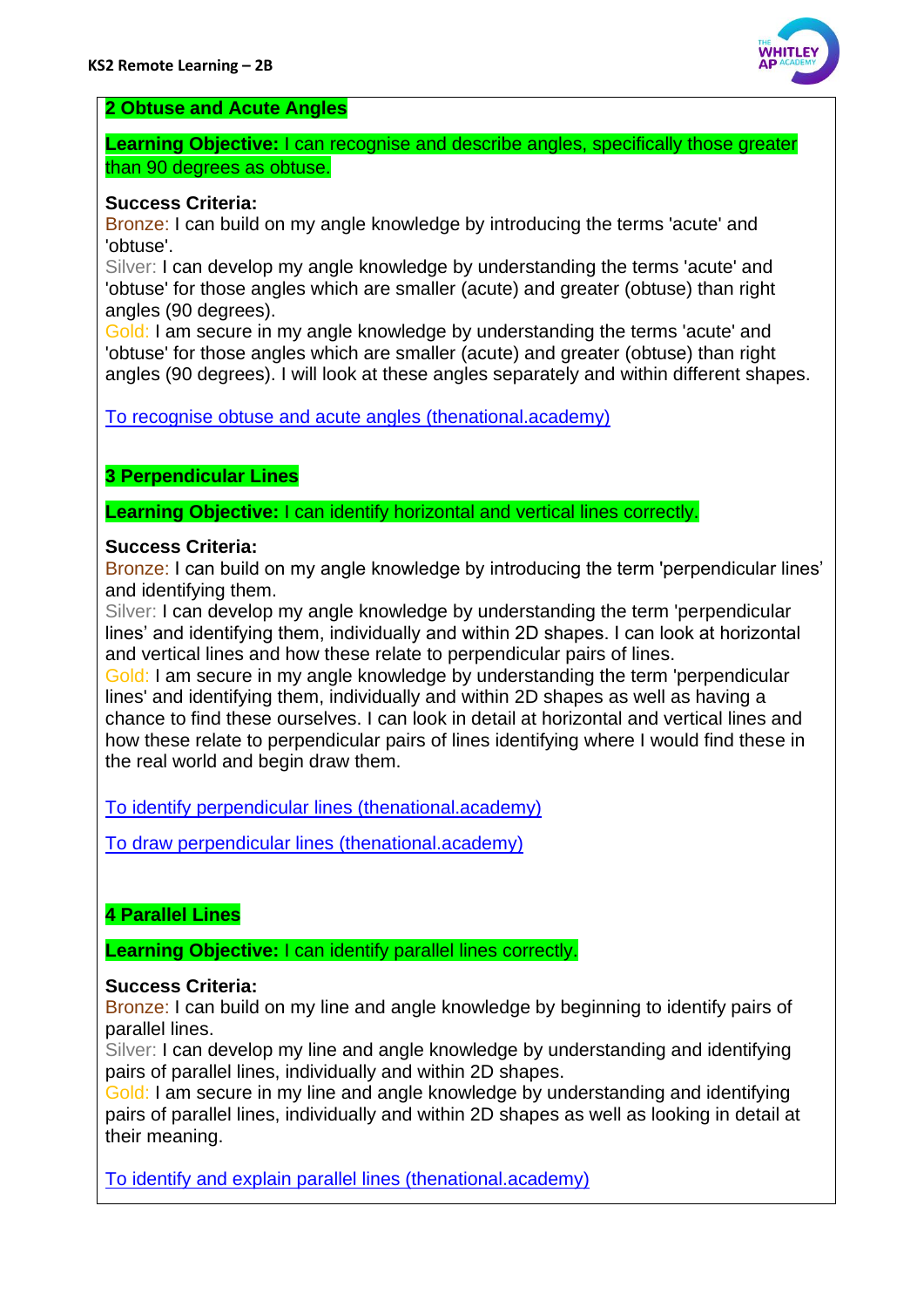## 2 Obtuse and Acute Angles

**Learning Objective:** I can recognise and describe angles, specifically those greater than 90 degrees as obtuse.

**Success Criteria:**
Bronze: I can build on my angle knowledge by introducing the terms 'acute' and 'obtuse'.
Silver: I can develop my angle knowledge by understanding the terms 'acute' and 'obtuse' for those angles which are smaller (acute) and greater (obtuse) than right angles (90 degrees).
Gold: I am secure in my angle knowledge by understanding the terms 'acute' and 'obtuse' for those angles which are smaller (acute) and greater (obtuse) than right angles (90 degrees). I will look at these angles separately and within different shapes.

To recognise obtuse and acute angles (thenational.academy)

## 3 Perpendicular Lines

**Learning Objective:** I can identify horizontal and vertical lines correctly.

**Success Criteria:**
Bronze: I can build on my angle knowledge by introducing the term 'perpendicular lines' and identifying them.
Silver: I can develop my angle knowledge by understanding the term 'perpendicular lines' and identifying them, individually and within 2D shapes. I can look at horizontal and vertical lines and how these relate to perpendicular pairs of lines.
Gold: I am secure in my angle knowledge by understanding the term 'perpendicular lines' and identifying them, individually and within 2D shapes as well as having a chance to find these ourselves. I can look in detail at horizontal and vertical lines and how these relate to perpendicular pairs of lines identifying where I would find these in the real world and begin draw them.

To identify perpendicular lines (thenational.academy)

To draw perpendicular lines (thenational.academy)

## 4 Parallel Lines

**Learning Objective:** I can identify parallel lines correctly.

**Success Criteria:**
Bronze: I can build on my line and angle knowledge by beginning to identify pairs of parallel lines.
Silver: I can develop my line and angle knowledge by understanding and identifying pairs of parallel lines, individually and within 2D shapes.
Gold: I am secure in my line and angle knowledge by understanding and identifying pairs of parallel lines, individually and within 2D shapes as well as looking in detail at their meaning.

To identify and explain parallel lines (thenational.academy)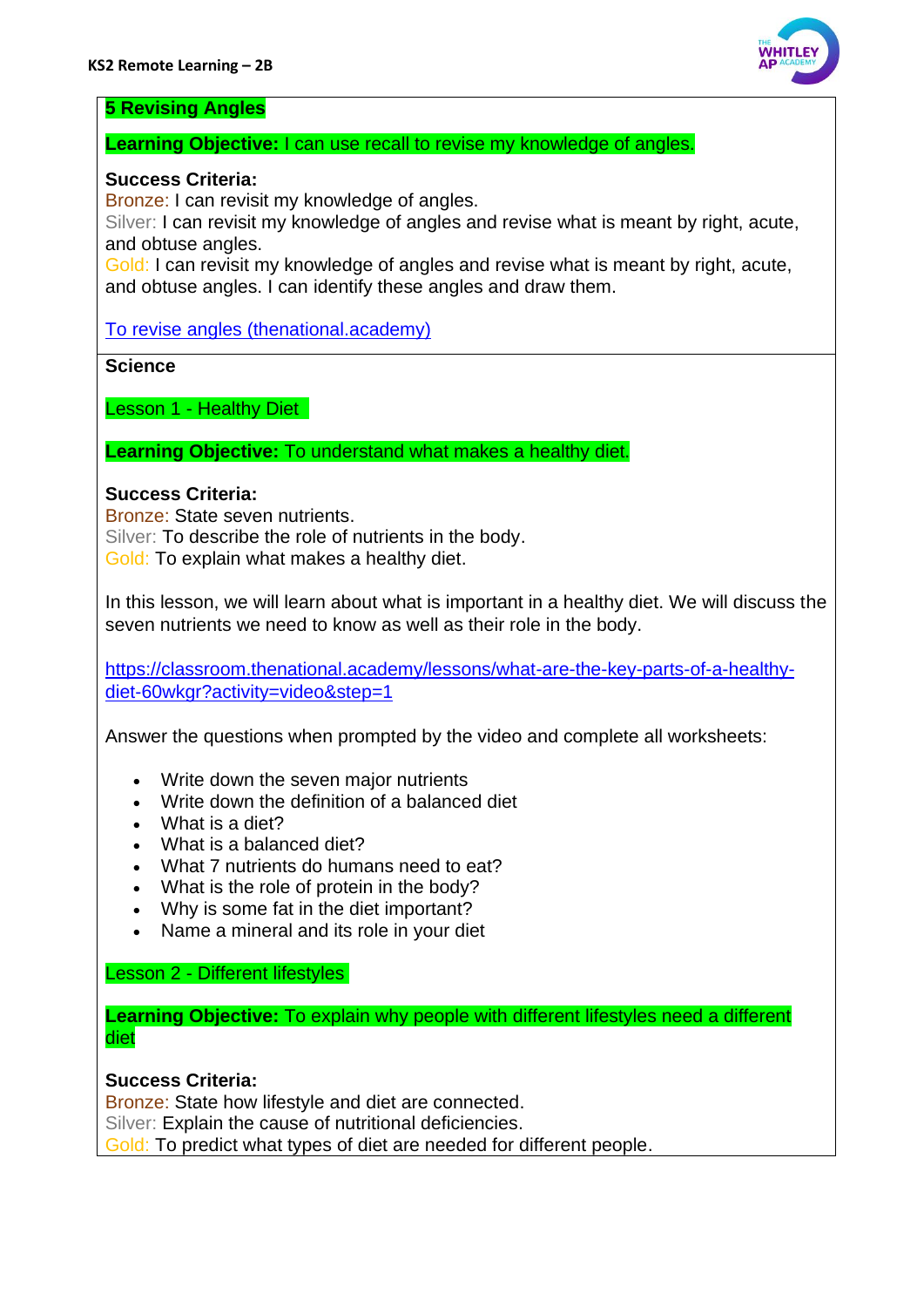**5 Revising Angles**

**Learning Objective:** I can use recall to revise my knowledge of angles.

**Success Criteria:**
Bronze: I can revisit my knowledge of angles.
Silver: I can revisit my knowledge of angles and revise what is meant by right, acute, and obtuse angles.
Gold: I can revisit my knowledge of angles and revise what is meant by right, acute, and obtuse angles. I can identify these angles and draw them.

[To revise angles (thenational.academy)](To revise angles (thenational.academy))

**Science**

Lesson 1 - Healthy Diet

**Learning Objective:** To understand what makes a healthy diet.

**Success Criteria:**
Bronze: State seven nutrients.
Silver: To describe the role of nutrients in the body.
Gold: To explain what makes a healthy diet.

In this lesson, we will learn about what is important in a healthy diet. We will discuss the seven nutrients we need to know as well as their role in the body.

https://classroom.thenational.academy/lessons/what-are-the-key-parts-of-a-healthy-diet-60wkgr?activity=video&step=1

Answer the questions when prompted by the video and complete all worksheets:

- Write down the seven major nutrients
- Write down the definition of a balanced diet
- What is a diet?
- What is a balanced diet?
- What 7 nutrients do humans need to eat?
- What is the role of protein in the body?
- Why is some fat in the diet important?
- Name a mineral and its role in your diet

Lesson 2 - Different lifestyles

**Learning Objective:** To explain why people with different lifestyles need a different diet

**Success Criteria:**
Bronze: State how lifestyle and diet are connected.
Silver: Explain the cause of nutritional deficiencies.
Gold: To predict what types of diet are needed for different people.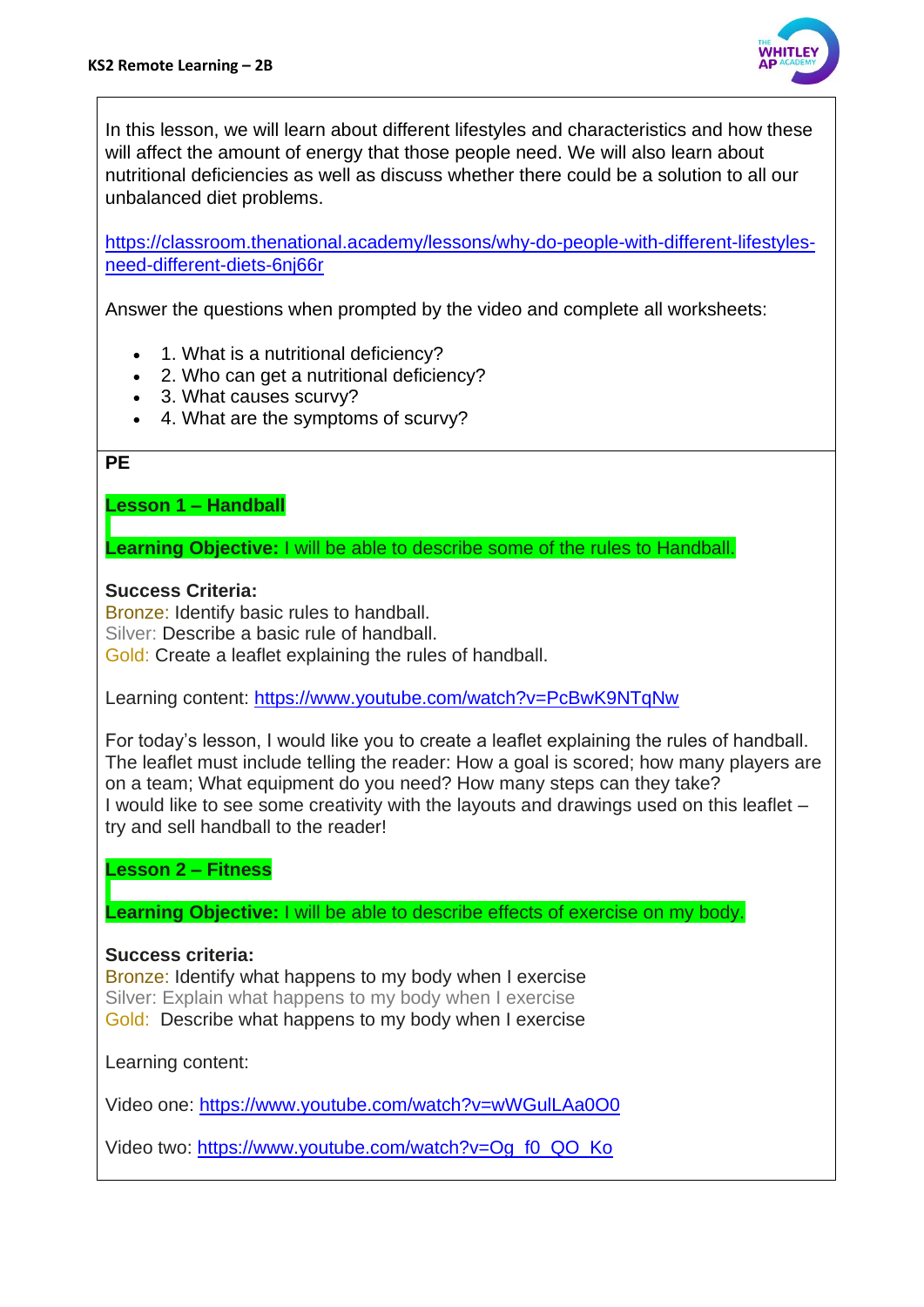In this lesson, we will learn about different lifestyles and characteristics and how these will affect the amount of energy that those people need. We will also learn about nutritional deficiencies as well as discuss whether there could be a solution to all our unbalanced diet problems.

https://classroom.thenational.academy/lessons/why-do-people-with-different-lifestyles-need-different-diets-6nj66r

Answer the questions when prompted by the video and complete all worksheets:

- 1. What is a nutritional deficiency?
- 2. Who can get a nutritional deficiency?
- 3. What causes scurvy?
- 4. What are the symptoms of scurvy?

**PE**

**Lesson 1 – Handball**

**Learning Objective:** I will be able to describe some of the rules to Handball.

**Success Criteria:**
Bronze: Identify basic rules to handball.
Silver: Describe a basic rule of handball.
Gold: Create a leaflet explaining the rules of handball.

Learning content: https://www.youtube.com/watch?v=PcBwK9NTqNw

For today's lesson, I would like you to create a leaflet explaining the rules of handball. The leaflet must include telling the reader: How a goal is scored; how many players are on a team; What equipment do you need? How many steps can they take?
I would like to see some creativity with the layouts and drawings used on this leaflet – try and sell handball to the reader!

**Lesson 2 – Fitness**

**Learning Objective:** I will be able to describe effects of exercise on my body.

**Success criteria:**
Bronze: Identify what happens to my body when I exercise
Silver: Explain what happens to my body when I exercise
Gold: Describe what happens to my body when I exercise

Learning content:

Video one: https://www.youtube.com/watch?v=wWGulLAa0O0

Video two: https://www.youtube.com/watch?v=Og_f0_QO_Ko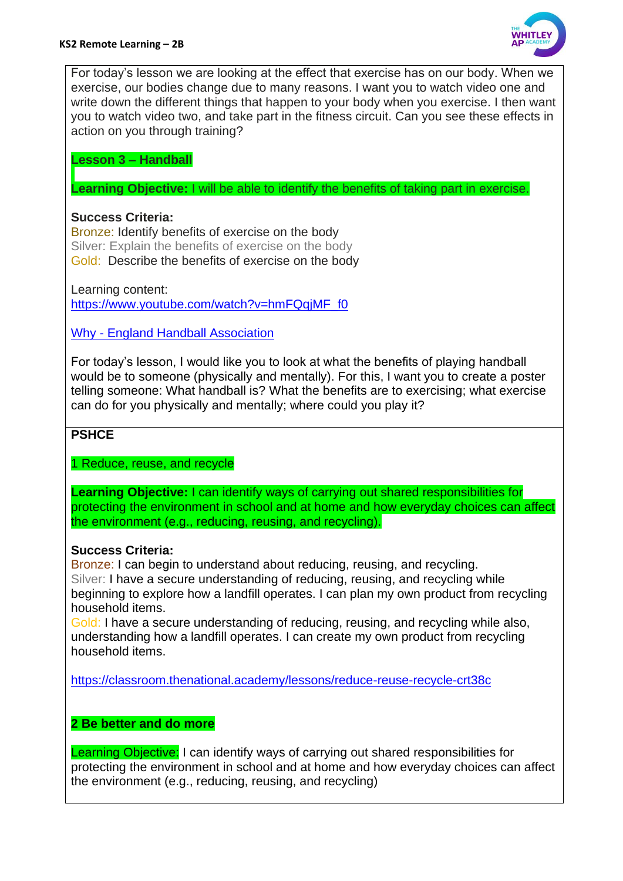For today's lesson we are looking at the effect that exercise has on our body. When we exercise, our bodies change due to many reasons. I want you to watch video one and write down the different things that happen to your body when you exercise. I then want you to watch video two, and take part in the fitness circuit. Can you see these effects in action on you through training?

**Lesson 3 – Handball**

**Learning Objective:** I will be able to identify the benefits of taking part in exercise.

**Success Criteria:**
Bronze: Identify benefits of exercise on the body
Silver: Explain the benefits of exercise on the body
Gold: Describe the benefits of exercise on the body

Learning content:
https://www.youtube.com/watch?v=hmFQqjMF_f0

Why - England Handball Association

For today's lesson, I would like you to look at what the benefits of playing handball would be to someone (physically and mentally). For this, I want you to create a poster telling someone: What handball is? What the benefits are to exercising; what exercise can do for you physically and mentally; where could you play it?

**PSHCE**

1 Reduce, reuse, and recycle

**Learning Objective:** I can identify ways of carrying out shared responsibilities for protecting the environment in school and at home and how everyday choices can affect the environment (e.g., reducing, reusing, and recycling).

**Success Criteria:**
Bronze: I can begin to understand about reducing, reusing, and recycling.
Silver: I have a secure understanding of reducing, reusing, and recycling while beginning to explore how a landfill operates. I can plan my own product from recycling household items.
Gold: I have a secure understanding of reducing, reusing, and recycling while also, understanding how a landfill operates. I can create my own product from recycling household items.

https://classroom.thenational.academy/lessons/reduce-reuse-recycle-crt38c

**2 Be better and do more**

Learning Objective: I can identify ways of carrying out shared responsibilities for protecting the environment in school and at home and how everyday choices can affect the environment (e.g., reducing, reusing, and recycling)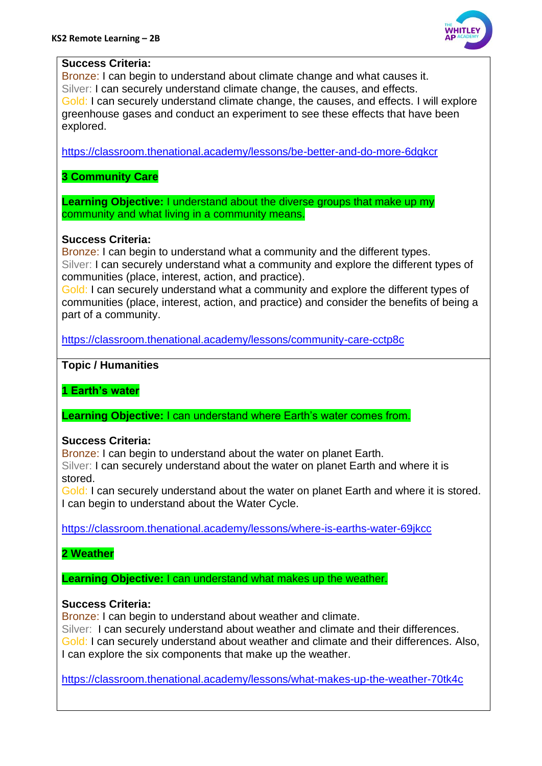**Success Criteria:**
Bronze: I can begin to understand about climate change and what causes it.
Silver: I can securely understand climate change, the causes, and effects.
Gold: I can securely understand climate change, the causes, and effects. I will explore greenhouse gases and conduct an experiment to see these effects that have been explored.

https://classroom.thenational.academy/lessons/be-better-and-do-more-6dgkcr

**3 Community Care**

**Learning Objective:** I understand about the diverse groups that make up my community and what living in a community means.

**Success Criteria:**
Bronze: I can begin to understand what a community and the different types.
Silver: I can securely understand what a community and explore the different types of communities (place, interest, action, and practice).
Gold: I can securely understand what a community and explore the different types of communities (place, interest, action, and practice) and consider the benefits of being a part of a community.

https://classroom.thenational.academy/lessons/community-care-cctp8c

**Topic / Humanities**

**1 Earth's water**

**Learning Objective:** I can understand where Earth's water comes from.

**Success Criteria:**
Bronze: I can begin to understand about the water on planet Earth.
Silver: I can securely understand about the water on planet Earth and where it is stored.
Gold: I can securely understand about the water on planet Earth and where it is stored. I can begin to understand about the Water Cycle.

https://classroom.thenational.academy/lessons/where-is-earths-water-69jkcc

**2 Weather**

**Learning Objective:** I can understand what makes up the weather.

**Success Criteria:**
Bronze: I can begin to understand about weather and climate.
Silver: I can securely understand about weather and climate and their differences.
Gold: I can securely understand about weather and climate and their differences. Also, I can explore the six components that make up the weather.

https://classroom.thenational.academy/lessons/what-makes-up-the-weather-70tk4c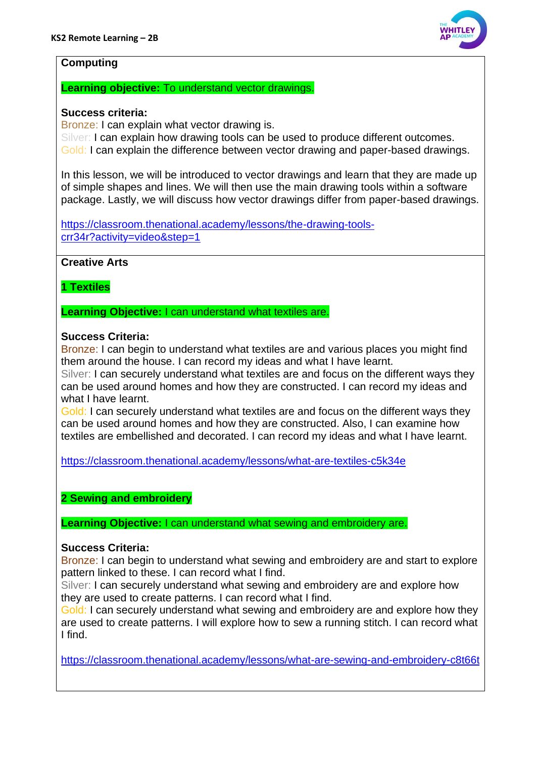## Computing

**Learning objective:** To understand vector drawings.

**Success criteria:**
Bronze: I can explain what vector drawing is.
Silver: I can explain how drawing tools can be used to produce different outcomes.
Gold: I can explain the difference between vector drawing and paper-based drawings.

In this lesson, we will be introduced to vector drawings and learn that they are made up of simple shapes and lines. We will then use the main drawing tools within a software package. Lastly, we will discuss how vector drawings differ from paper-based drawings.

https://classroom.thenational.academy/lessons/the-drawing-tools-crr34r?activity=video&step=1

## Creative Arts

### 1 Textiles

**Learning Objective:** I can understand what textiles are.

**Success Criteria:**
Bronze: I can begin to understand what textiles are and various places you might find them around the house. I can record my ideas and what I have learnt.
Silver: I can securely understand what textiles are and focus on the different ways they can be used around homes and how they are constructed. I can record my ideas and what I have learnt.
Gold: I can securely understand what textiles are and focus on the different ways they can be used around homes and how they are constructed. Also, I can examine how textiles are embellished and decorated. I can record my ideas and what I have learnt.

https://classroom.thenational.academy/lessons/what-are-textiles-c5k34e

### 2 Sewing and embroidery

**Learning Objective:** I can understand what sewing and embroidery are.

**Success Criteria:**
Bronze: I can begin to understand what sewing and embroidery are and start to explore pattern linked to these. I can record what I find.
Silver: I can securely understand what sewing and embroidery are and explore how they are used to create patterns. I can record what I find.
Gold: I can securely understand what sewing and embroidery are and explore how they are used to create patterns. I will explore how to sew a running stitch. I can record what I find.

https://classroom.thenational.academy/lessons/what-are-sewing-and-embroidery-c8t66t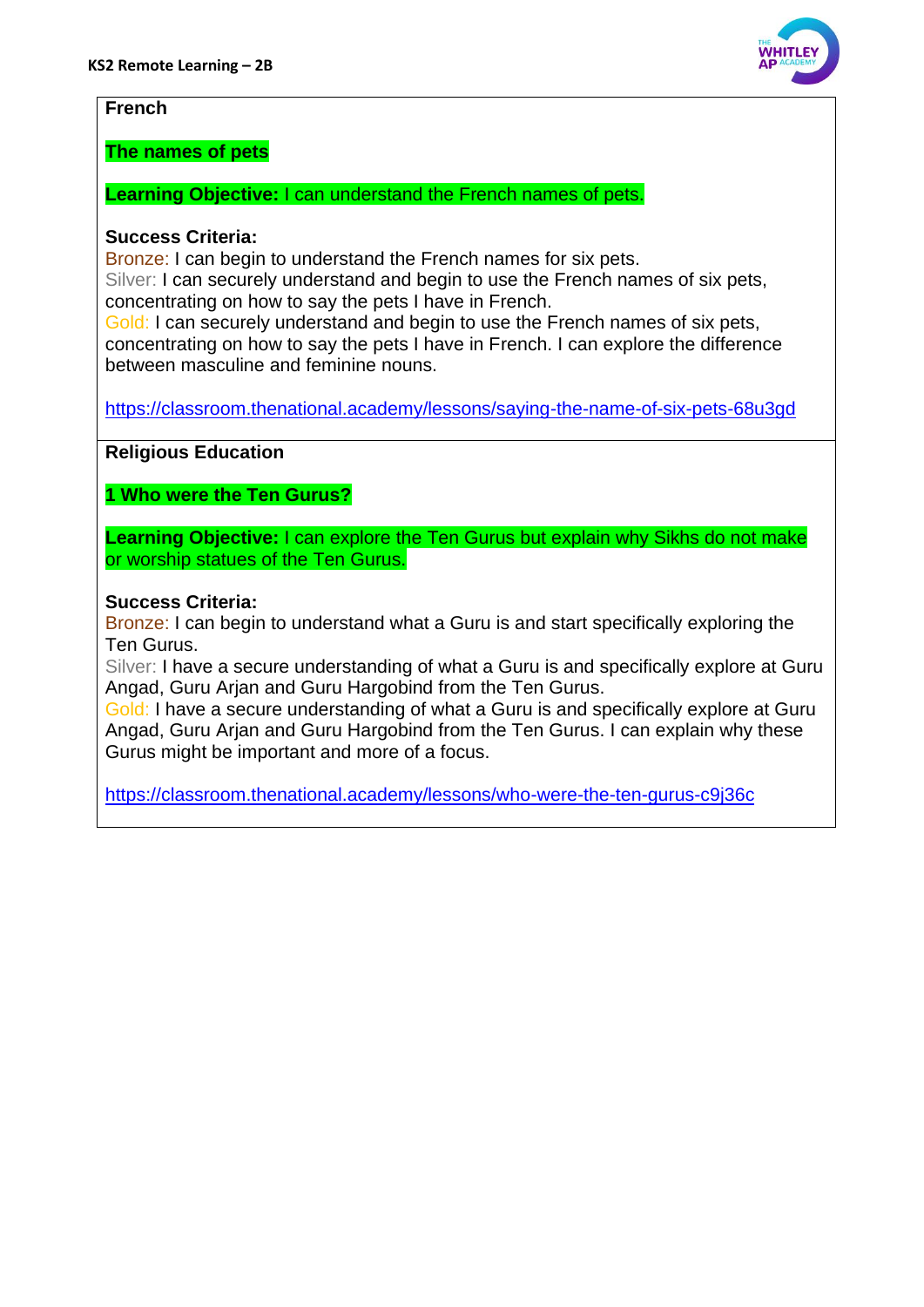**French**

**The names of pets**

**Learning Objective:** I can understand the French names of pets.

**Success Criteria:**
Bronze: I can begin to understand the French names for six pets.
Silver: I can securely understand and begin to use the French names of six pets, concentrating on how to say the pets I have in French.
Gold: I can securely understand and begin to use the French names of six pets, concentrating on how to say the pets I have in French. I can explore the difference between masculine and feminine nouns.

https://classroom.thenational.academy/lessons/saying-the-name-of-six-pets-68u3gd

**Religious Education**

**1 Who were the Ten Gurus?**

**Learning Objective:** I can explore the Ten Gurus but explain why Sikhs do not make or worship statues of the Ten Gurus.

**Success Criteria:**
Bronze: I can begin to understand what a Guru is and start specifically exploring the Ten Gurus.
Silver: I have a secure understanding of what a Guru is and specifically explore at Guru Angad, Guru Arjan and Guru Hargobind from the Ten Gurus.
Gold: I have a secure understanding of what a Guru is and specifically explore at Guru Angad, Guru Arjan and Guru Hargobind from the Ten Gurus. I can explain why these Gurus might be important and more of a focus.

https://classroom.thenational.academy/lessons/who-were-the-ten-gurus-c9j36c